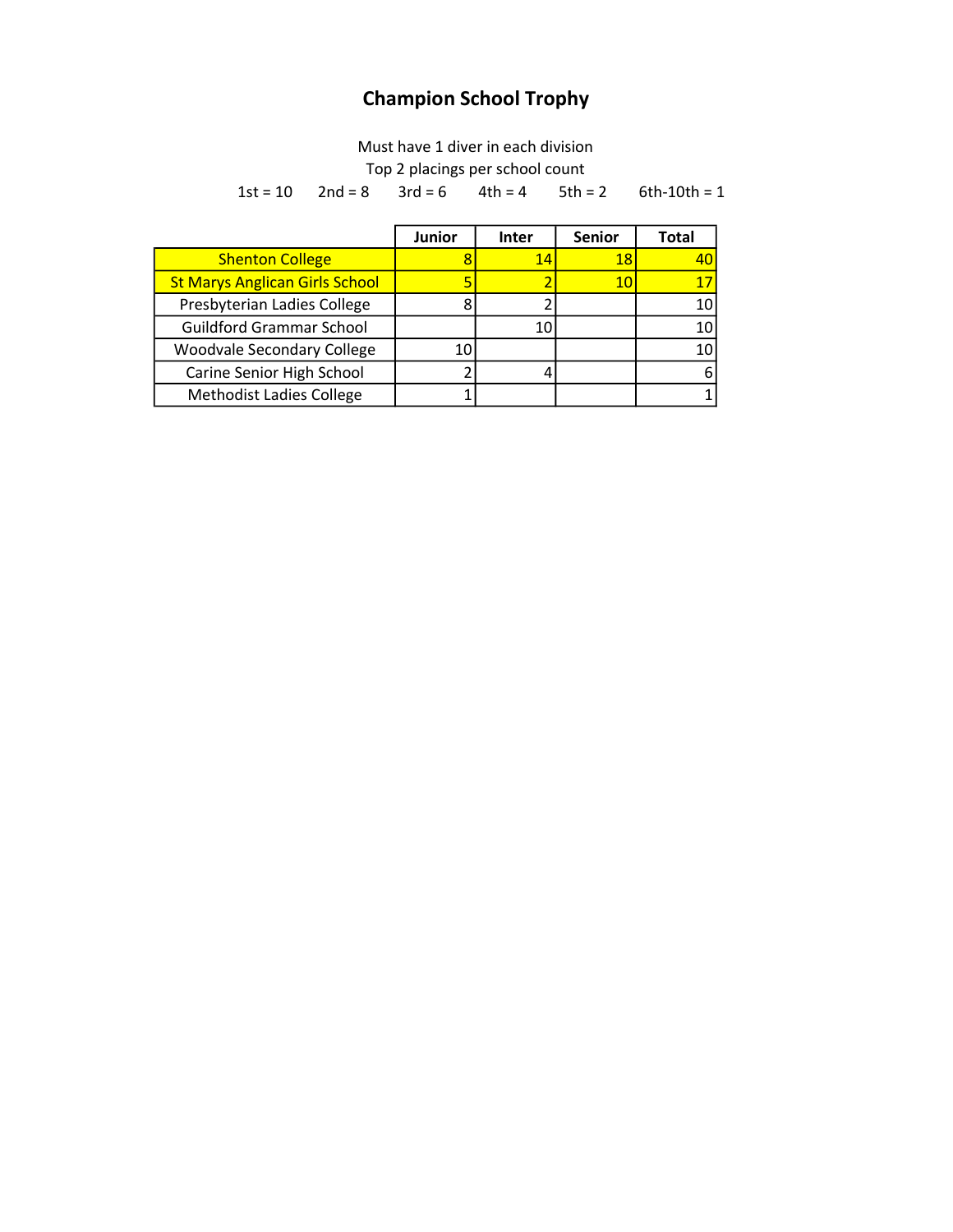# Champion School Trophy

Must have 1 diver in each division

Top 2 placings per school count

1st = 10 2nd = 8 3rd = 6 4th = 4 5th = 2 6th-10th = 1

| | Junior | Inter | Senior | Total |
|---|---|---|---|---|
| Shenton College | 8 | 14 | 18 | 40 |
| St Marys Anglican Girls School | 5 | 2 | 10 | 17 |
| Presbyterian Ladies College | 8 | 2 | | 10 |
| Guildford Grammar School | | 10 | | 10 |
| Woodvale Secondary College | 10 | | | 10 |
| Carine Senior High School | 2 | 4 | | 6 |
| Methodist Ladies College | 1 | | | 1 |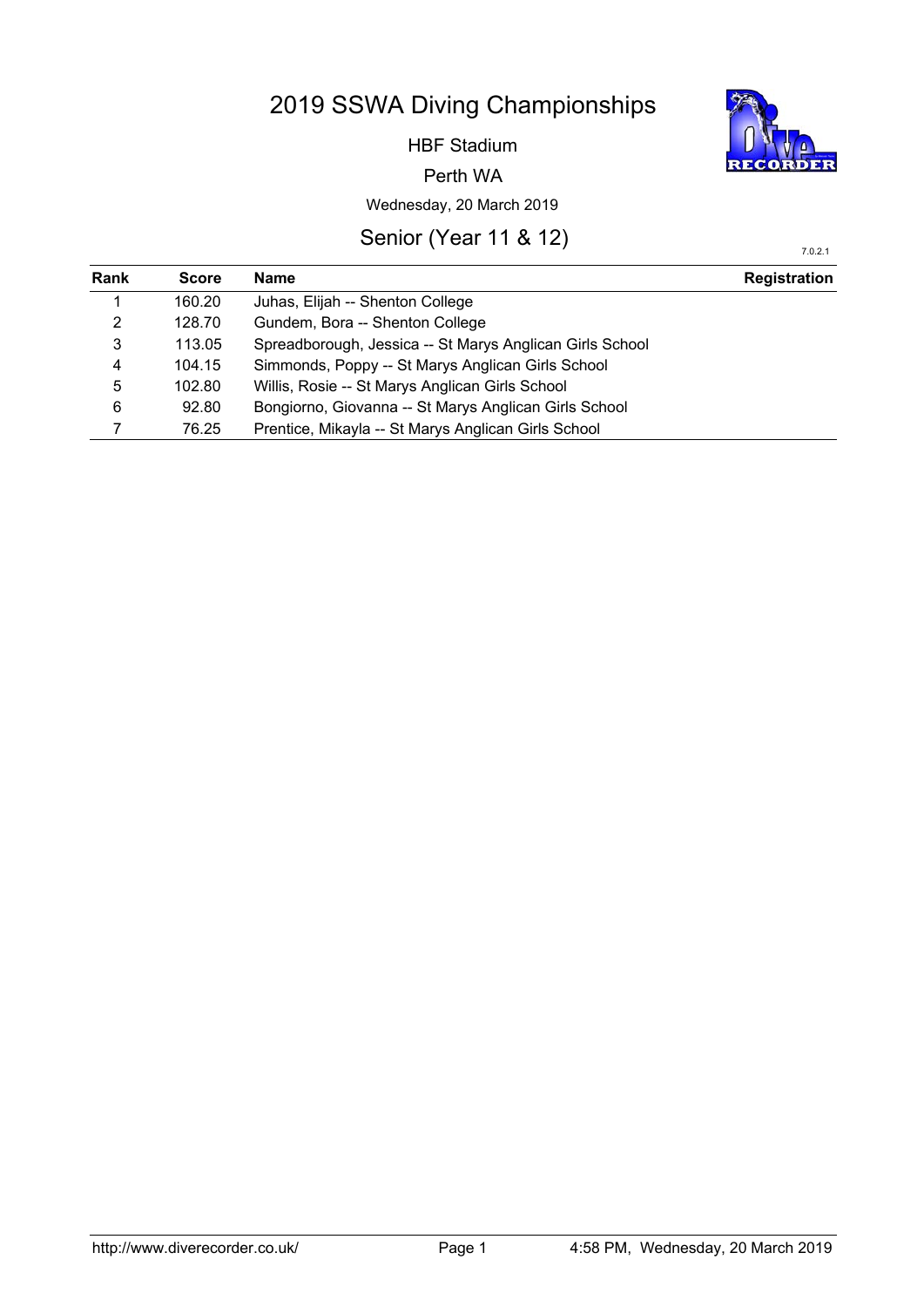# 2019 SSWA Diving Championships

HBF Stadium

Perth WA

Wednesday, 20 March 2019

## Senior (Year 11 & 12)

7.0.2.1

| Rank | Score | Name | Registration |
|---|---|---|---|
| 1 | 160.20 | Juhas, Elijah -- Shenton College | |
| 2 | 128.70 | Gundem, Bora -- Shenton College | |
| 3 | 113.05 | Spreadborough, Jessica -- St Marys Anglican Girls School | |
| 4 | 104.15 | Simmonds, Poppy -- St Marys Anglican Girls School | |
| 5 | 102.80 | Willis, Rosie -- St Marys Anglican Girls School | |
| 6 | 92.80 | Bongiorno, Giovanna -- St Marys Anglican Girls School | |
| 7 | 76.25 | Prentice, Mikayla -- St Marys Anglican Girls School | |

http://www.diverecorder.co.uk/ 4:58 PM, Wednesday, 20 March 2019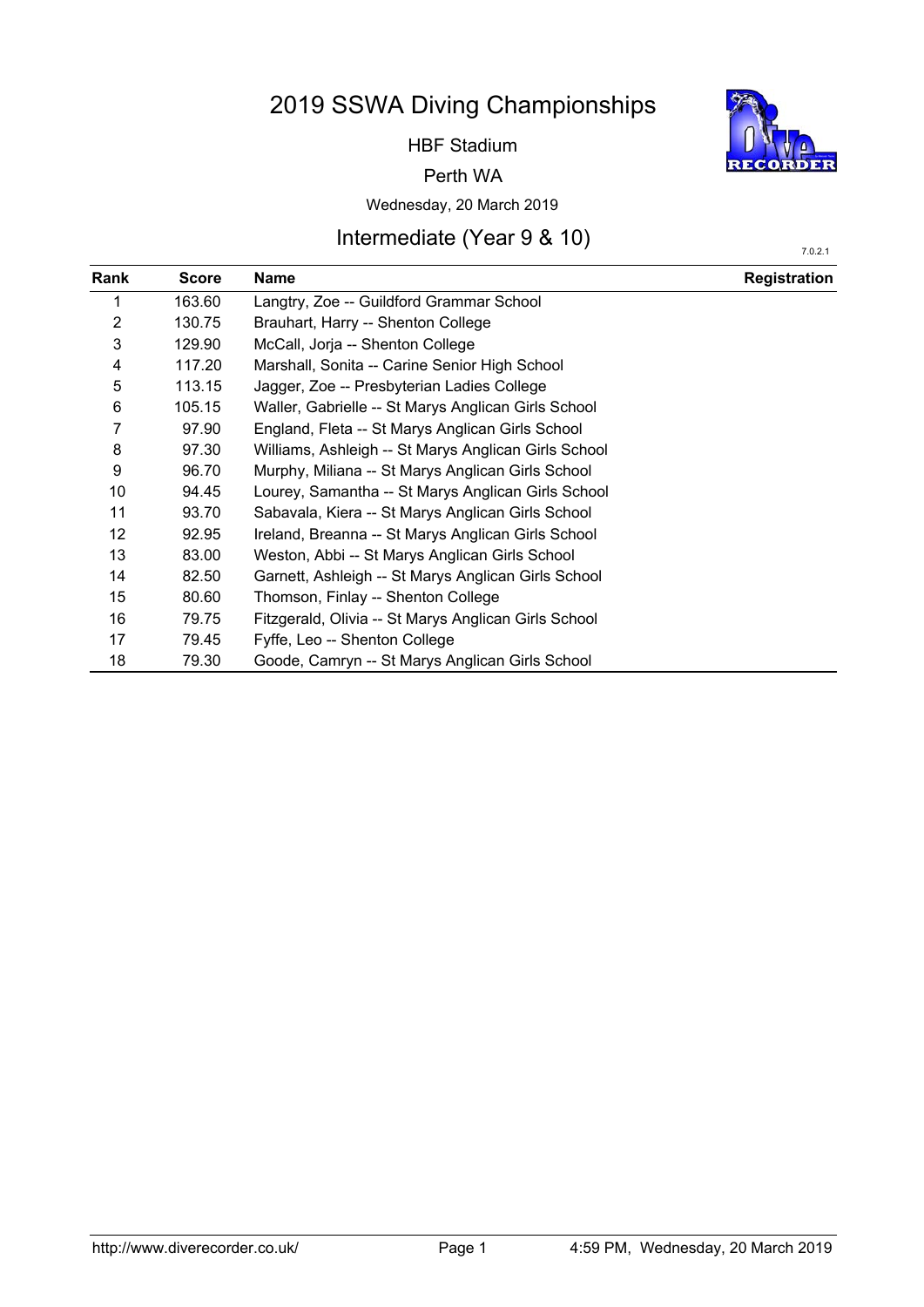# 2019 SSWA Diving Championships

HBF Stadium

Perth WA

Wednesday, 20 March 2019

## Intermediate (Year 9 & 10)

7.0.2.1

| Rank | Score | Name | Registration |
|---|---|---|---|
| 1 | 163.60 | Langtry, Zoe -- Guildford Grammar School | |
| 2 | 130.75 | Brauhart, Harry -- Shenton College | |
| 3 | 129.90 | McCall, Jorja -- Shenton College | |
| 4 | 117.20 | Marshall, Sonita -- Carine Senior High School | |
| 5 | 113.15 | Jagger, Zoe -- Presbyterian Ladies College | |
| 6 | 105.15 | Waller, Gabrielle -- St Marys Anglican Girls School | |
| 7 | 97.90 | England, Fleta -- St Marys Anglican Girls School | |
| 8 | 97.30 | Williams, Ashleigh -- St Marys Anglican Girls School | |
| 9 | 96.70 | Murphy, Miliana -- St Marys Anglican Girls School | |
| 10 | 94.45 | Lourey, Samantha -- St Marys Anglican Girls School | |
| 11 | 93.70 | Sabavala, Kiera -- St Marys Anglican Girls School | |
| 12 | 92.95 | Ireland, Breanna -- St Marys Anglican Girls School | |
| 13 | 83.00 | Weston, Abbi -- St Marys Anglican Girls School | |
| 14 | 82.50 | Garnett, Ashleigh -- St Marys Anglican Girls School | |
| 15 | 80.60 | Thomson, Finlay -- Shenton College | |
| 16 | 79.75 | Fitzgerald, Olivia -- St Marys Anglican Girls School | |
| 17 | 79.45 | Fyffe, Leo -- Shenton College | |
| 18 | 79.30 | Goode, Camryn -- St Marys Anglican Girls School | |

http://www.diverecorder.co.uk/ 4:59 PM, Wednesday, 20 March 2019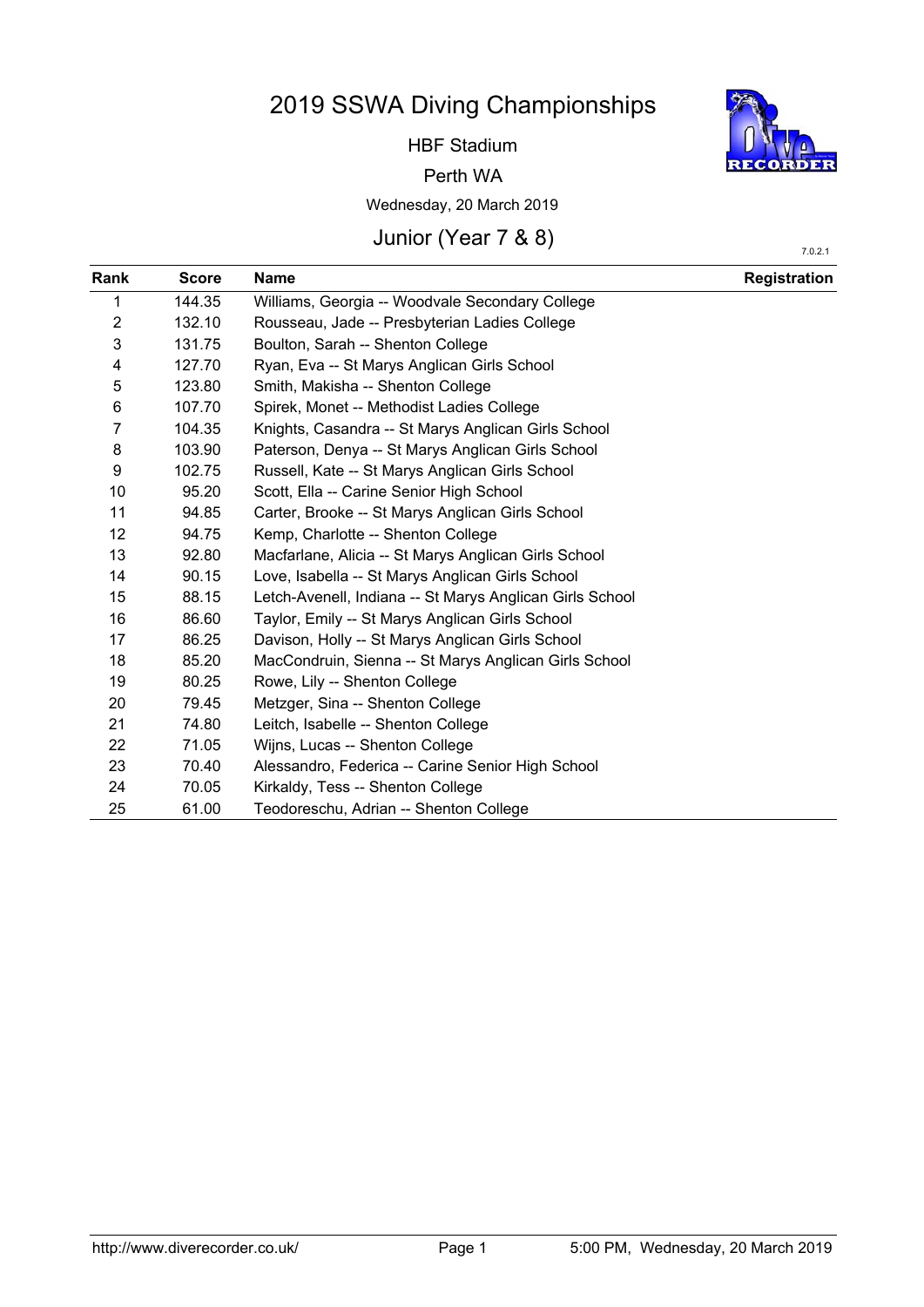# 2019 SSWA Diving Championships

HBF Stadium

Perth WA

Wednesday, 20 March 2019

## Junior (Year 7 & 8)

7.0.2.1

| Rank | Score | Name | Registration |
|---|---|---|---|
| 1 | 144.35 | Williams, Georgia -- Woodvale Secondary College | |
| 2 | 132.10 | Rousseau, Jade -- Presbyterian Ladies College | |
| 3 | 131.75 | Boulton, Sarah -- Shenton College | |
| 4 | 127.70 | Ryan, Eva -- St Marys Anglican Girls School | |
| 5 | 123.80 | Smith, Makisha -- Shenton College | |
| 6 | 107.70 | Spirek, Monet -- Methodist Ladies College | |
| 7 | 104.35 | Knights, Casandra -- St Marys Anglican Girls School | |
| 8 | 103.90 | Paterson, Denya -- St Marys Anglican Girls School | |
| 9 | 102.75 | Russell, Kate -- St Marys Anglican Girls School | |
| 10 | 95.20 | Scott, Ella -- Carine Senior High School | |
| 11 | 94.85 | Carter, Brooke -- St Marys Anglican Girls School | |
| 12 | 94.75 | Kemp, Charlotte -- Shenton College | |
| 13 | 92.80 | Macfarlane, Alicia -- St Marys Anglican Girls School | |
| 14 | 90.15 | Love, Isabella -- St Marys Anglican Girls School | |
| 15 | 88.15 | Letch-Avenell, Indiana -- St Marys Anglican Girls School | |
| 16 | 86.60 | Taylor, Emily -- St Marys Anglican Girls School | |
| 17 | 86.25 | Davison, Holly -- St Marys Anglican Girls School | |
| 18 | 85.20 | MacCondruin, Sienna -- St Marys Anglican Girls School | |
| 19 | 80.25 | Rowe, Lily -- Shenton College | |
| 20 | 79.45 | Metzger, Sina -- Shenton College | |
| 21 | 74.80 | Leitch, Isabelle -- Shenton College | |
| 22 | 71.05 | Wijns, Lucas -- Shenton College | |
| 23 | 70.40 | Alessandro, Federica -- Carine Senior High School | |
| 24 | 70.05 | Kirkaldy, Tess -- Shenton College | |
| 25 | 61.00 | Teodoreschu, Adrian -- Shenton College | |

http://www.diverecorder.co.uk/ 5:00 PM, Wednesday, 20 March 2019